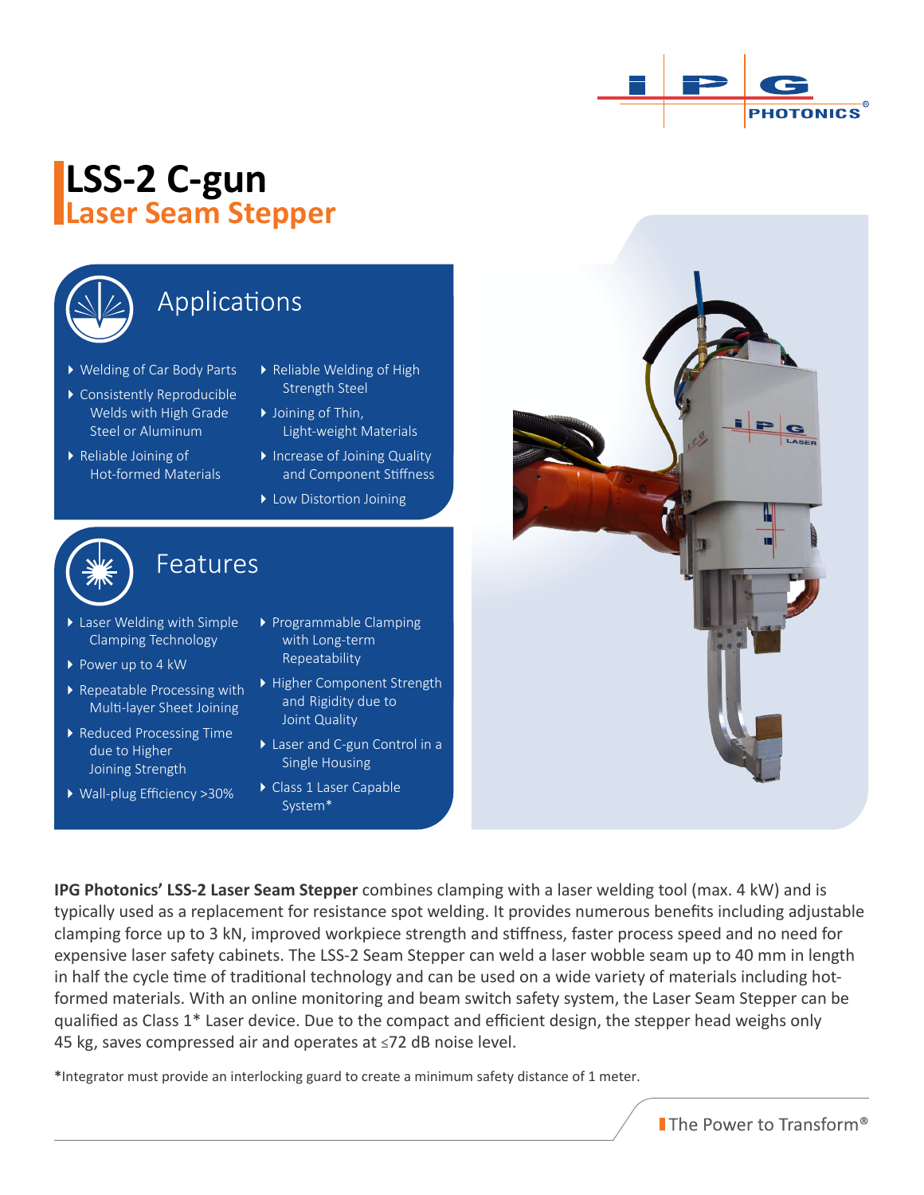# LSS-2 C-gun
## Laser Seam Stepper

## Applications

- Welding of Car Body Parts
- Consistently Reproducible Welds with High Grade Steel or Aluminum
- Reliable Joining of Hot-formed Materials
- Reliable Welding of High Strength Steel
- Joining of Thin, Light-weight Materials
- Increase of Joining Quality and Component Stiffness
- Low Distortion Joining

## Features

- Laser Welding with Simple Clamping Technology
- Power up to 4 kW
- Repeatable Processing with Multi-layer Sheet Joining
- Reduced Processing Time due to Higher Joining Strength
- Wall-plug Efficiency >30%
- Programmable Clamping with Long-term Repeatability
- Higher Component Strength and Rigidity due to Joint Quality
- Laser and C-gun Control in a Single Housing
- Class 1 Laser Capable System*

**IPG Photonics' LSS-2 Laser Seam Stepper** combines clamping with a laser welding tool (max. 4 kW) and is typically used as a replacement for resistance spot welding. It provides numerous benefits including adjustable clamping force up to 3 kN, improved workpiece strength and stiffness, faster process speed and no need for expensive laser safety cabinets. The LSS-2 Seam Stepper can weld a laser wobble seam up to 40 mm in length in half the cycle time of traditional technology and can be used on a wide variety of materials including hot-formed materials. With an online monitoring and beam switch safety system, the Laser Seam Stepper can be qualified as Class 1* Laser device. Due to the compact and efficient design, the stepper head weighs only 45 kg, saves compressed air and operates at ≤72 dB noise level.

*Integrator must provide an interlocking guard to create a minimum safety distance of 1 meter.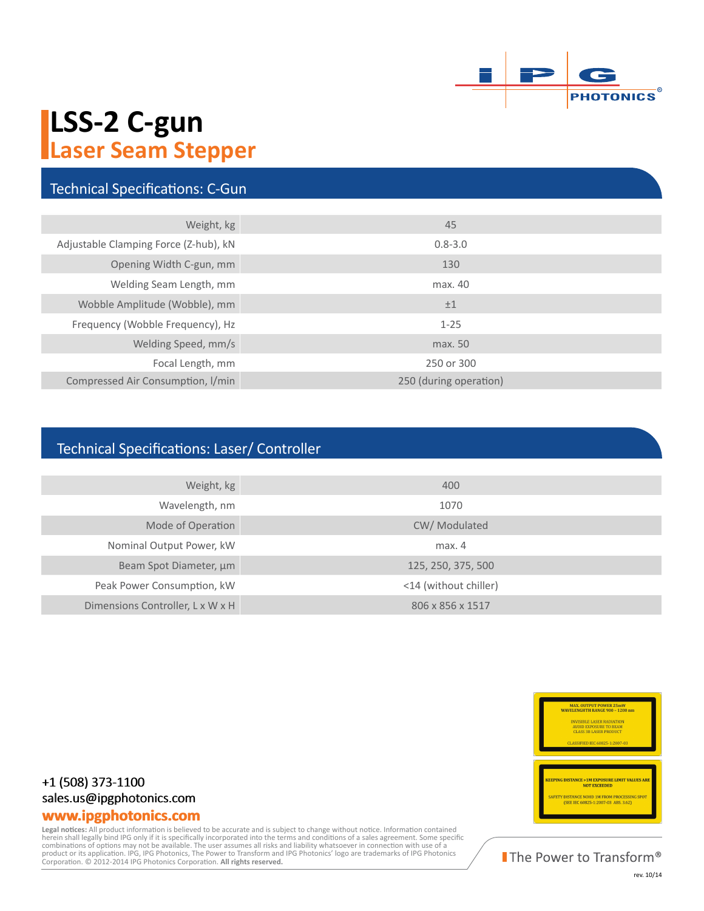# LSS-2 C-gun

## Laser Seam Stepper

## Technical Specifications: C-Gun

| | |
|---|---|
| Weight, kg | 45 |
| Adjustable Clamping Force (Z-hub), kN | 0.8-3.0 |
| Opening Width C-gun, mm | 130 |
| Welding Seam Length, mm | max. 40 |
| Wobble Amplitude (Wobble), mm | ±1 |
| Frequency (Wobble Frequency), Hz | 1-25 |
| Welding Speed, mm/s | max. 50 |
| Focal Length, mm | 250 or 300 |
| Compressed Air Consumption, l/min | 250 (during operation) |

## Technical Specifications: Laser/ Controller

| | |
|---|---|
| Weight, kg | 400 |
| Wavelength, nm | 1070 |
| Mode of Operation | CW/ Modulated |
| Nominal Output Power, kW | max. 4 |
| Beam Spot Diameter, µm | 125, 250, 375, 500 |
| Peak Power Consumption, kW | <14 (without chiller) |
| Dimensions Controller, L x W x H | 806 x 856 x 1517 |

MAX. OUTPUT POWER 25mW
WAVELENGTH RANGE 900 – 1200 nm

INVISIBLE LASER RADIATION
AVOID EXPOSURE TO BEAM
CLASS 3B LASER PRODUCT

CLASSIFIED IEC 60825-1:2007-03

KEEPING DISTANCE > 1M EXPOSURE LIMIT VALUES ARE NOT EXCEEDED

SAFETY DISTANCE NOHD 1M FROM PROCESSING SPOT
(SEE IEC 60825-1:2007-03 ABS. 3.62)

+1 (508) 373-1100
sales.us@ipgphotonics.com
**www.ipgphotonics.com**

**Legal notices:** All product information is believed to be accurate and is subject to change without notice. Information contained herein shall legally bind IPG only if it is specifically incorporated into the terms and conditions of a sales agreement. Some specific combinations of options may not be available. The user assumes all risks and liability whatsoever in connection with use of a product or its application. IPG, IPG Photonics, The Power to Transform and IPG Photonics' logo are trademarks of IPG Photonics Corporation. © 2012-2014 IPG Photonics Corporation. **All rights reserved.**

The Power to Transform®

rev. 10/14